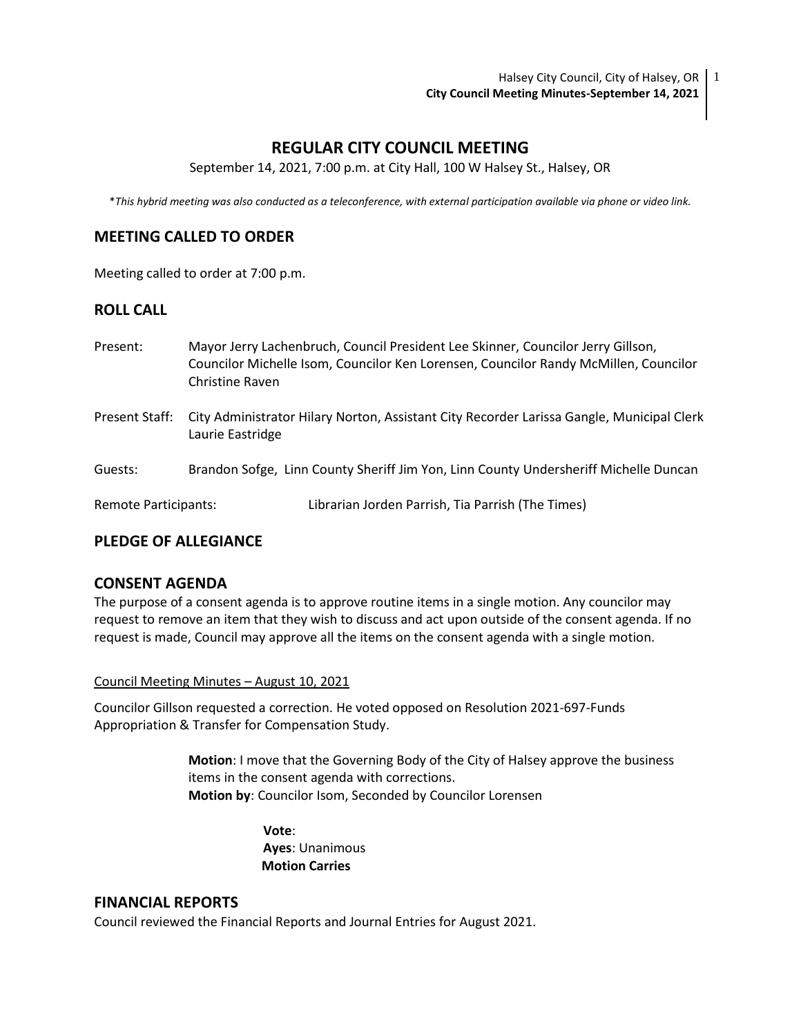# REGULAR CITY COUNCIL MEETING

September 14, 2021, 7:00 p.m. at City Hall, 100 W Halsey St., Halsey, OR

*\*This hybrid meeting was also conducted as a teleconference, with external participation available via phone or video link.*

## MEETING CALLED TO ORDER

Meeting called to order at 7:00 p.m.

## ROLL CALL

Present: Mayor Jerry Lachenbruch, Council President Lee Skinner, Councilor Jerry Gillson, Councilor Michelle Isom, Councilor Ken Lorensen, Councilor Randy McMillen, Councilor Christine Raven

Present Staff: City Administrator Hilary Norton, Assistant City Recorder Larissa Gangle, Municipal Clerk Laurie Eastridge

Guests: Brandon Sofge, Linn County Sheriff Jim Yon, Linn County Undersheriff Michelle Duncan

Remote Participants: Librarian Jorden Parrish, Tia Parrish (The Times)

## PLEDGE OF ALLEGIANCE

## CONSENT AGENDA

The purpose of a consent agenda is to approve routine items in a single motion. Any councilor may request to remove an item that they wish to discuss and act upon outside of the consent agenda. If no request is made, Council may approve all the items on the consent agenda with a single motion.

Council Meeting Minutes – August 10, 2021

Councilor Gillson requested a correction. He voted opposed on Resolution 2021-697-Funds Appropriation & Transfer for Compensation Study.

**Motion**: I move that the Governing Body of the City of Halsey approve the business items in the consent agenda with corrections.
**Motion by**: Councilor Isom, Seconded by Councilor Lorensen

**Vote**:
**Ayes**: Unanimous
**Motion Carries**

## FINANCIAL REPORTS

Council reviewed the Financial Reports and Journal Entries for August 2021.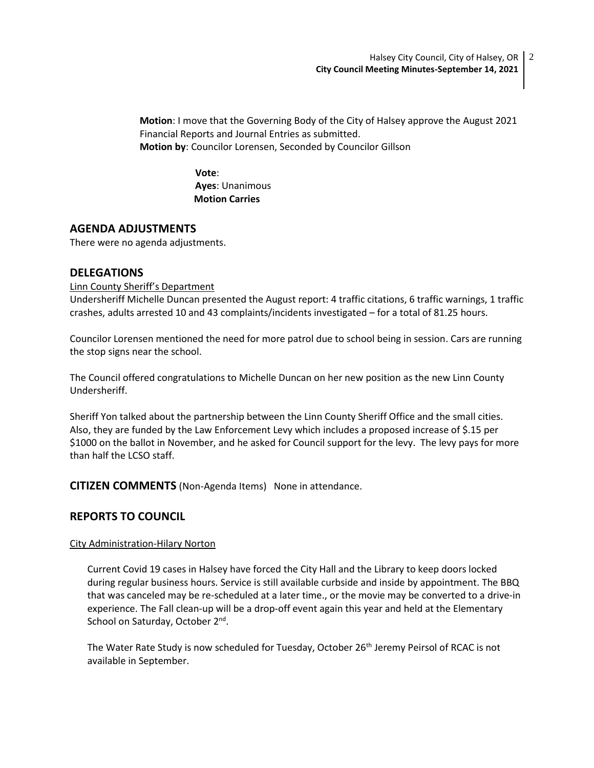**Motion**: I move that the Governing Body of the City of Halsey approve the August 2021 Financial Reports and Journal Entries as submitted.
**Motion by**: Councilor Lorensen, Seconded by Councilor Gillson

**Vote**:
**Ayes**: Unanimous
**Motion Carries**

## AGENDA ADJUSTMENTS

There were no agenda adjustments.

## DELEGATIONS

Linn County Sheriff's Department

Undersheriff Michelle Duncan presented the August report: 4 traffic citations, 6 traffic warnings, 1 traffic crashes, adults arrested 10 and 43 complaints/incidents investigated – for a total of 81.25 hours.

Councilor Lorensen mentioned the need for more patrol due to school being in session. Cars are running the stop signs near the school.

The Council offered congratulations to Michelle Duncan on her new position as the new Linn County Undersheriff.

Sheriff Yon talked about the partnership between the Linn County Sheriff Office and the small cities. Also, they are funded by the Law Enforcement Levy which includes a proposed increase of $.15 per $1000 on the ballot in November, and he asked for Council support for the levy. The levy pays for more than half the LCSO staff.

## CITIZEN COMMENTS (Non-Agenda Items) None in attendance.

## REPORTS TO COUNCIL

City Administration-Hilary Norton

Current Covid 19 cases in Halsey have forced the City Hall and the Library to keep doors locked during regular business hours. Service is still available curbside and inside by appointment. The BBQ that was canceled may be re-scheduled at a later time., or the movie may be converted to a drive-in experience. The Fall clean-up will be a drop-off event again this year and held at the Elementary School on Saturday, October 2nd.

The Water Rate Study is now scheduled for Tuesday, October 26th Jeremy Peirsol of RCAC is not available in September.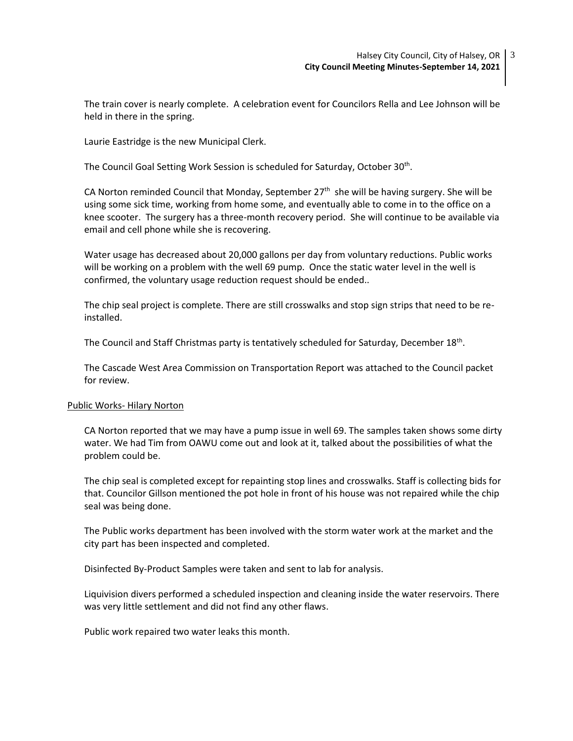The train cover is nearly complete. A celebration event for Councilors Rella and Lee Johnson will be held in there in the spring.

Laurie Eastridge is the new Municipal Clerk.

The Council Goal Setting Work Session is scheduled for Saturday, October 30th.

CA Norton reminded Council that Monday, September 27th she will be having surgery. She will be using some sick time, working from home some, and eventually able to come in to the office on a knee scooter. The surgery has a three-month recovery period. She will continue to be available via email and cell phone while she is recovering.

Water usage has decreased about 20,000 gallons per day from voluntary reductions. Public works will be working on a problem with the well 69 pump. Once the static water level in the well is confirmed, the voluntary usage reduction request should be ended..

The chip seal project is complete. There are still crosswalks and stop sign strips that need to be re-installed.

The Council and Staff Christmas party is tentatively scheduled for Saturday, December 18th.

The Cascade West Area Commission on Transportation Report was attached to the Council packet for review.

Public Works- Hilary Norton

CA Norton reported that we may have a pump issue in well 69. The samples taken shows some dirty water. We had Tim from OAWU come out and look at it, talked about the possibilities of what the problem could be.

The chip seal is completed except for repainting stop lines and crosswalks. Staff is collecting bids for that. Councilor Gillson mentioned the pot hole in front of his house was not repaired while the chip seal was being done.

The Public works department has been involved with the storm water work at the market and the city part has been inspected and completed.

Disinfected By-Product Samples were taken and sent to lab for analysis.

Liquivision divers performed a scheduled inspection and cleaning inside the water reservoirs. There was very little settlement and did not find any other flaws.

Public work repaired two water leaks this month.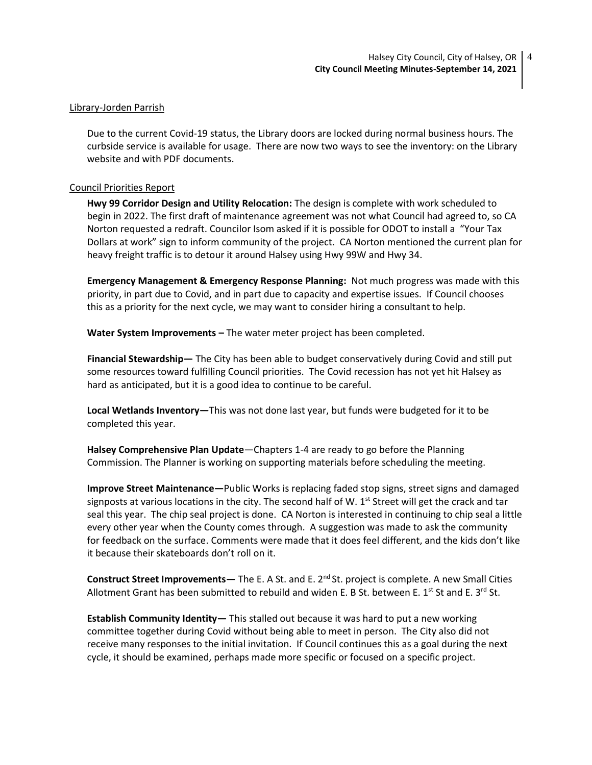Library-Jorden Parrish

Due to the current Covid-19 status, the Library doors are locked during normal business hours. The curbside service is available for usage. There are now two ways to see the inventory: on the Library website and with PDF documents.

Council Priorities Report

**Hwy 99 Corridor Design and Utility Relocation:** The design is complete with work scheduled to begin in 2022. The first draft of maintenance agreement was not what Council had agreed to, so CA Norton requested a redraft. Councilor Isom asked if it is possible for ODOT to install a "Your Tax Dollars at work" sign to inform community of the project. CA Norton mentioned the current plan for heavy freight traffic is to detour it around Halsey using Hwy 99W and Hwy 34.

**Emergency Management & Emergency Response Planning:** Not much progress was made with this priority, in part due to Covid, and in part due to capacity and expertise issues. If Council chooses this as a priority for the next cycle, we may want to consider hiring a consultant to help.

**Water System Improvements –** The water meter project has been completed.

**Financial Stewardship—** The City has been able to budget conservatively during Covid and still put some resources toward fulfilling Council priorities. The Covid recession has not yet hit Halsey as hard as anticipated, but it is a good idea to continue to be careful.

**Local Wetlands Inventory—**This was not done last year, but funds were budgeted for it to be completed this year.

**Halsey Comprehensive Plan Update**—Chapters 1-4 are ready to go before the Planning Commission. The Planner is working on supporting materials before scheduling the meeting.

**Improve Street Maintenance—**Public Works is replacing faded stop signs, street signs and damaged signposts at various locations in the city. The second half of W. 1st Street will get the crack and tar seal this year. The chip seal project is done. CA Norton is interested in continuing to chip seal a little every other year when the County comes through. A suggestion was made to ask the community for feedback on the surface. Comments were made that it does feel different, and the kids don't like it because their skateboards don't roll on it.

**Construct Street Improvements—** The E. A St. and E. 2nd St. project is complete. A new Small Cities Allotment Grant has been submitted to rebuild and widen E. B St. between E. 1st St and E. 3rd St.

**Establish Community Identity—** This stalled out because it was hard to put a new working committee together during Covid without being able to meet in person. The City also did not receive many responses to the initial invitation. If Council continues this as a goal during the next cycle, it should be examined, perhaps made more specific or focused on a specific project.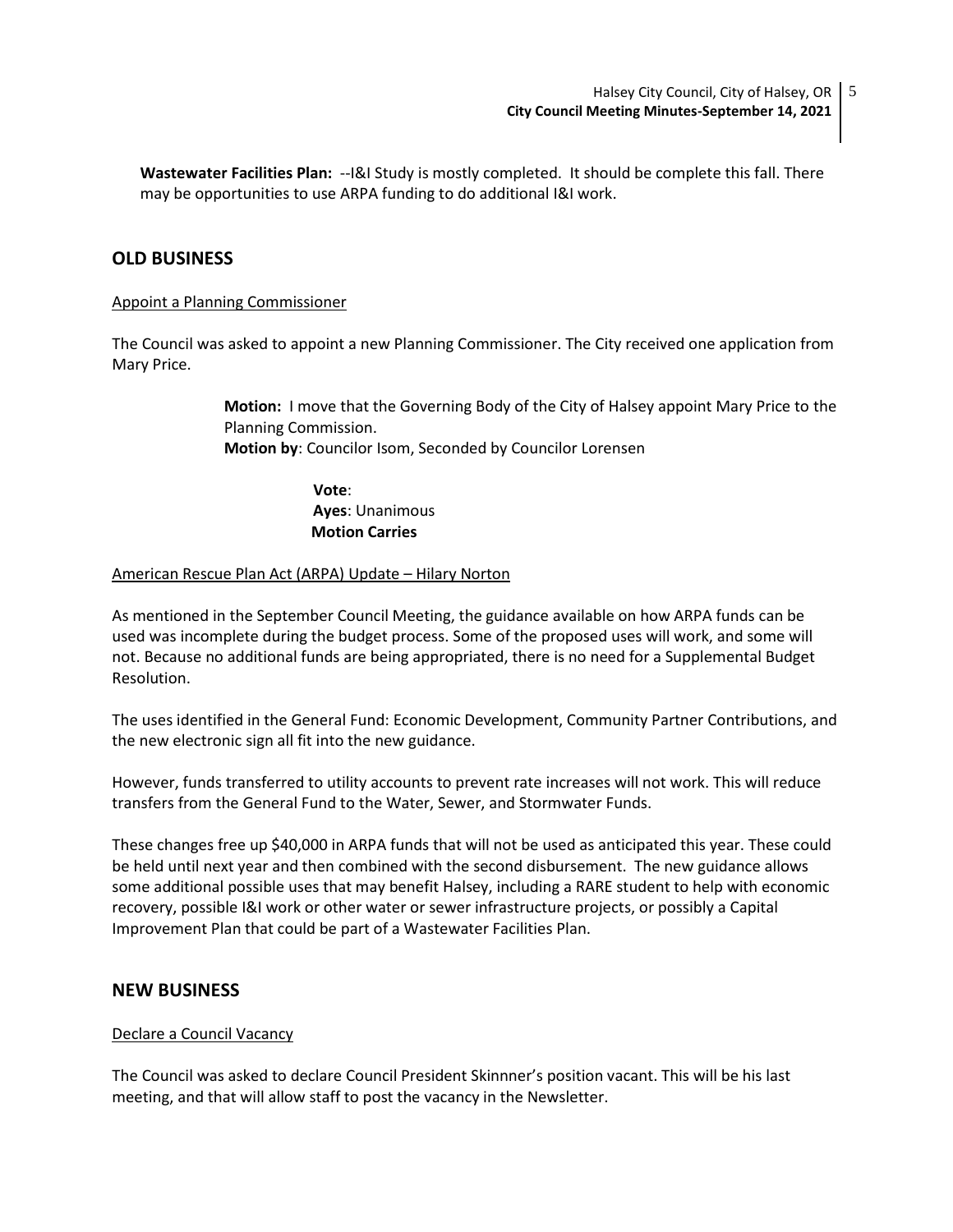**Wastewater Facilities Plan:** --I&I Study is mostly completed. It should be complete this fall. There may be opportunities to use ARPA funding to do additional I&I work.

## OLD BUSINESS

Appoint a Planning Commissioner

The Council was asked to appoint a new Planning Commissioner. The City received one application from Mary Price.

> **Motion:** I move that the Governing Body of the City of Halsey appoint Mary Price to the Planning Commission.
> **Motion by**: Councilor Isom, Seconded by Councilor Lorensen
>
> **Vote**:
> **Ayes**: Unanimous
> **Motion Carries**

American Rescue Plan Act (ARPA) Update – Hilary Norton

As mentioned in the September Council Meeting, the guidance available on how ARPA funds can be used was incomplete during the budget process. Some of the proposed uses will work, and some will not. Because no additional funds are being appropriated, there is no need for a Supplemental Budget Resolution.

The uses identified in the General Fund: Economic Development, Community Partner Contributions, and the new electronic sign all fit into the new guidance.

However, funds transferred to utility accounts to prevent rate increases will not work. This will reduce transfers from the General Fund to the Water, Sewer, and Stormwater Funds.

These changes free up $40,000 in ARPA funds that will not be used as anticipated this year. These could be held until next year and then combined with the second disbursement. The new guidance allows some additional possible uses that may benefit Halsey, including a RARE student to help with economic recovery, possible I&I work or other water or sewer infrastructure projects, or possibly a Capital Improvement Plan that could be part of a Wastewater Facilities Plan.

## NEW BUSINESS

Declare a Council Vacancy

The Council was asked to declare Council President Skinnner's position vacant. This will be his last meeting, and that will allow staff to post the vacancy in the Newsletter.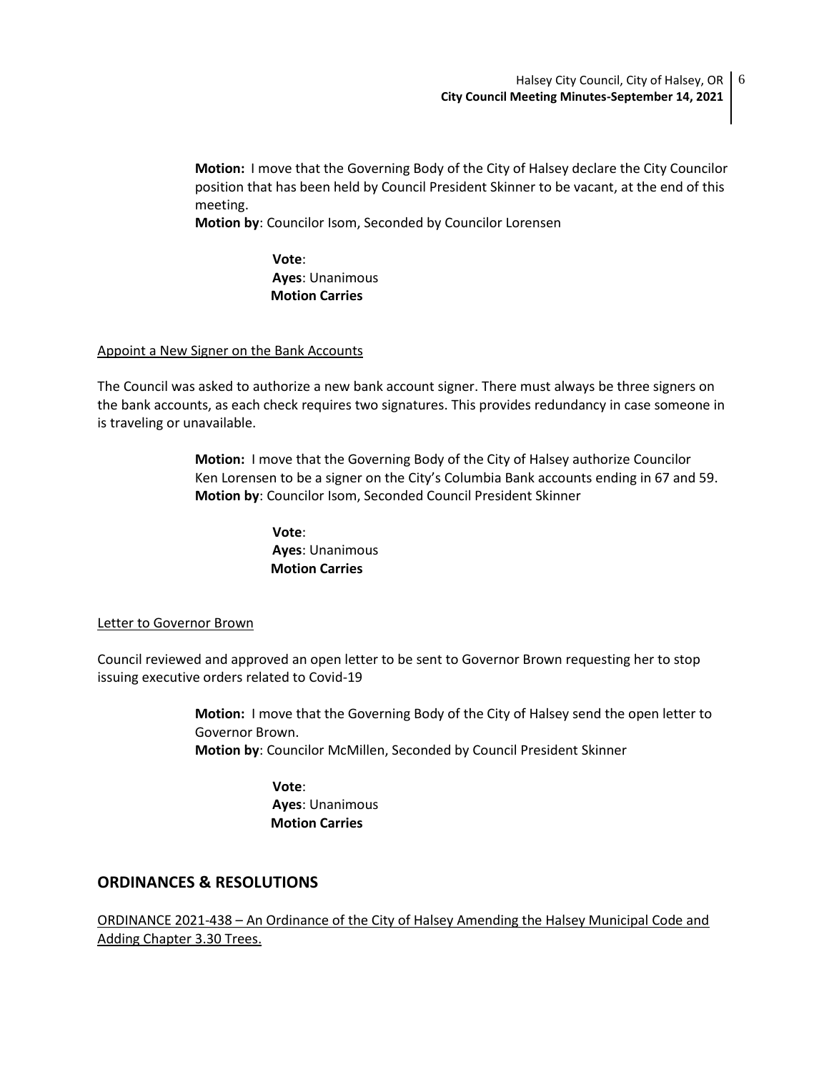**Motion:** I move that the Governing Body of the City of Halsey declare the City Councilor position that has been held by Council President Skinner to be vacant, at the end of this meeting.
**Motion by**: Councilor Isom, Seconded by Councilor Lorensen

**Vote**:
**Ayes**: Unanimous
**Motion Carries**

Appoint a New Signer on the Bank Accounts

The Council was asked to authorize a new bank account signer. There must always be three signers on the bank accounts, as each check requires two signatures. This provides redundancy in case someone in is traveling or unavailable.

**Motion:** I move that the Governing Body of the City of Halsey authorize Councilor Ken Lorensen to be a signer on the City's Columbia Bank accounts ending in 67 and 59.
**Motion by**: Councilor Isom, Seconded Council President Skinner

**Vote**:
**Ayes**: Unanimous
**Motion Carries**

Letter to Governor Brown

Council reviewed and approved an open letter to be sent to Governor Brown requesting her to stop issuing executive orders related to Covid-19

**Motion:** I move that the Governing Body of the City of Halsey send the open letter to Governor Brown.
**Motion by**: Councilor McMillen, Seconded by Council President Skinner

**Vote**:
**Ayes**: Unanimous
**Motion Carries**

## ORDINANCES & RESOLUTIONS

ORDINANCE 2021-438 – An Ordinance of the City of Halsey Amending the Halsey Municipal Code and Adding Chapter 3.30 Trees.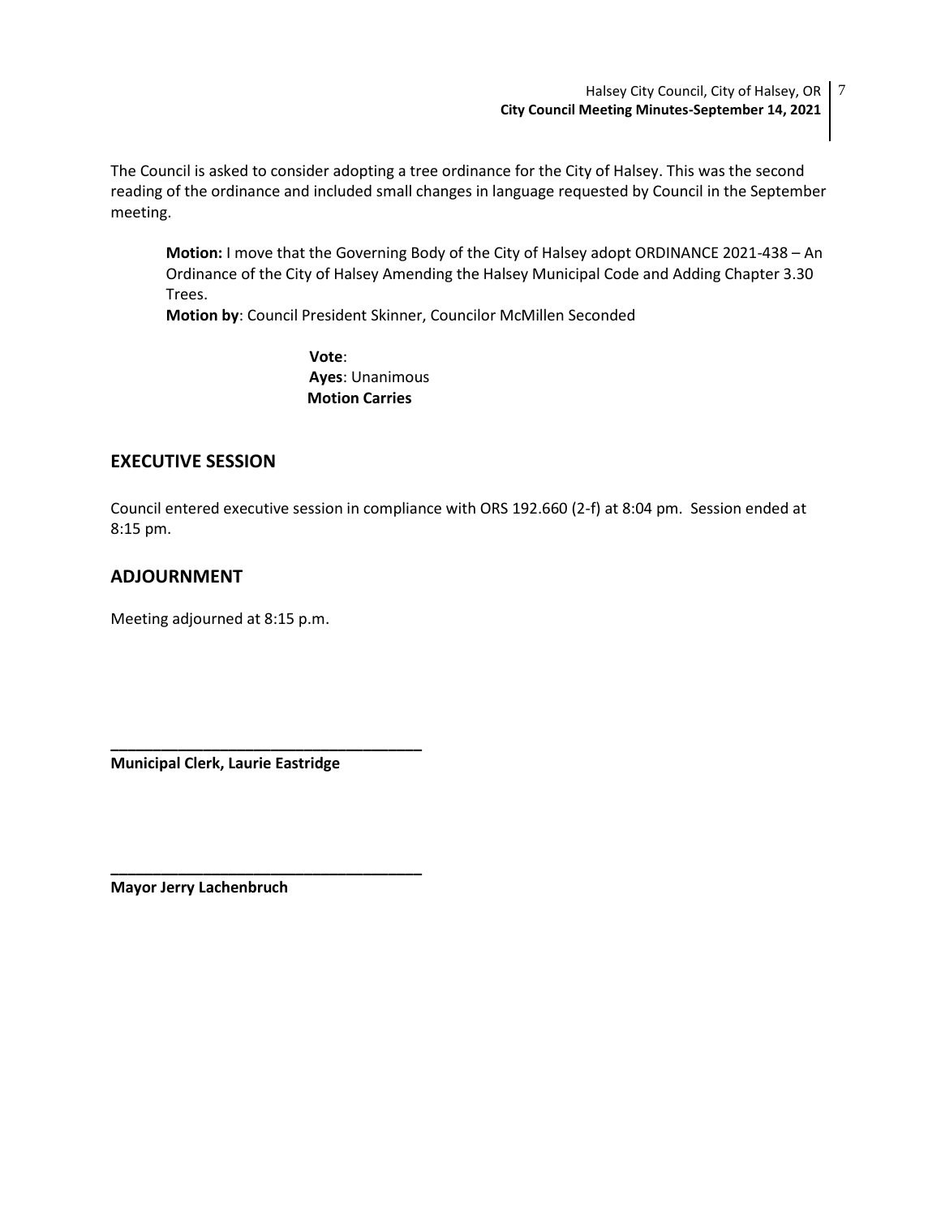The Council is asked to consider adopting a tree ordinance for the City of Halsey. This was the second reading of the ordinance and included small changes in language requested by Council in the September meeting.

> **Motion:** I move that the Governing Body of the City of Halsey adopt ORDINANCE 2021-438 – An Ordinance of the City of Halsey Amending the Halsey Municipal Code and Adding Chapter 3.30 Trees.
>
> **Motion by**: Council President Skinner, Councilor McMillen Seconded
>
> **Vote**:
> **Ayes**: Unanimous
> **Motion Carries**

## EXECUTIVE SESSION

Council entered executive session in compliance with ORS 192.660 (2-f) at 8:04 pm. Session ended at 8:15 pm.

## ADJOURNMENT

Meeting adjourned at 8:15 p.m.

\_\_\_\_\_\_\_\_\_\_\_\_\_\_\_\_\_\_\_\_\_\_\_\_\_\_\_\_\_\_\_\_\_\_\_\_

**Municipal Clerk, Laurie Eastridge**

\_\_\_\_\_\_\_\_\_\_\_\_\_\_\_\_\_\_\_\_\_\_\_\_\_\_\_\_\_\_\_\_\_\_\_\_

**Mayor Jerry Lachenbruch**